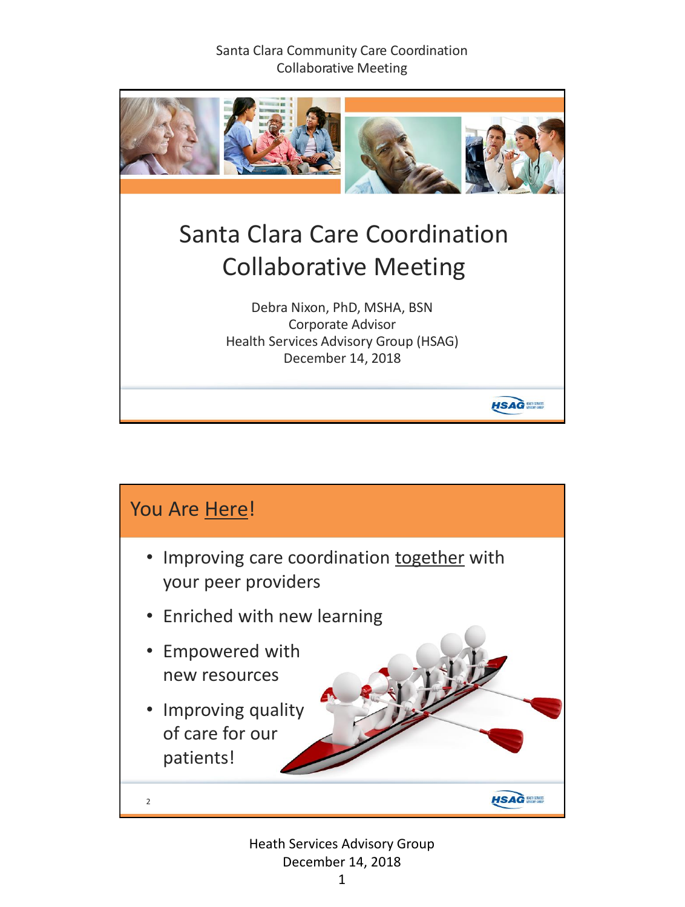# Santa Clara Care Coordination Collaborative Meeting

Debra Nixon, PhD, MSHA, BSN
Corporate Advisor
Health Services Advisory Group (HSAG)
December 14, 2018

## You Are Here!

- Improving care coordination together with your peer providers
- Enriched with new learning
- Empowered with new resources
- Improving quality of care for our patients!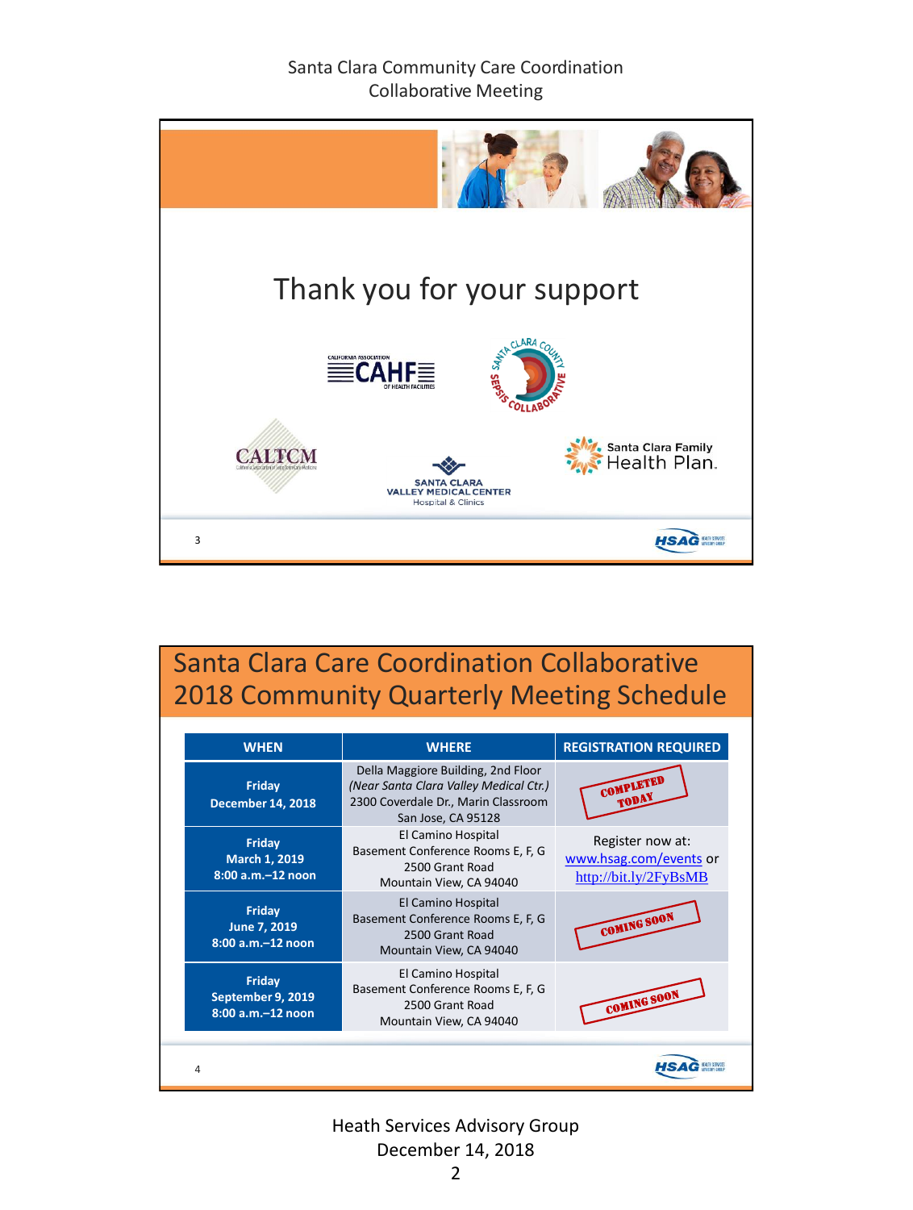## Thank you for your support

CALIFORNIA ASSOCIATION CAHF OF HEALTH FACILITIES

SANTA CLARA COUNTY SEPSIS COLLABORATIVE

CALTCM

SANTA CLARA VALLEY MEDICAL CENTER Hospital & Clinics

Santa Clara Family Health Plan.

## Santa Clara Care Coordination Collaborative 2018 Community Quarterly Meeting Schedule

| WHEN | WHERE | REGISTRATION REQUIRED |
|---|---|---|
| **Friday December 14, 2018** | Della Maggiore Building, 2nd Floor *(Near Santa Clara Valley Medical Ctr.)* 2300 Coverdale Dr., Marin Classroom San Jose, CA 95128 | COMPLETED TODAY |
| **Friday March 1, 2019 8:00 a.m.–12 noon** | El Camino Hospital Basement Conference Rooms E, F, G 2500 Grant Road Mountain View, CA 94040 | Register now at: www.hsag.com/events or http://bit.ly/2FyBsMB |
| **Friday June 7, 2019 8:00 a.m.–12 noon** | El Camino Hospital Basement Conference Rooms E, F, G 2500 Grant Road Mountain View, CA 94040 | COMING SOON |
| **Friday September 9, 2019 8:00 a.m.–12 noon** | El Camino Hospital Basement Conference Rooms E, F, G 2500 Grant Road Mountain View, CA 94040 | COMING SOON |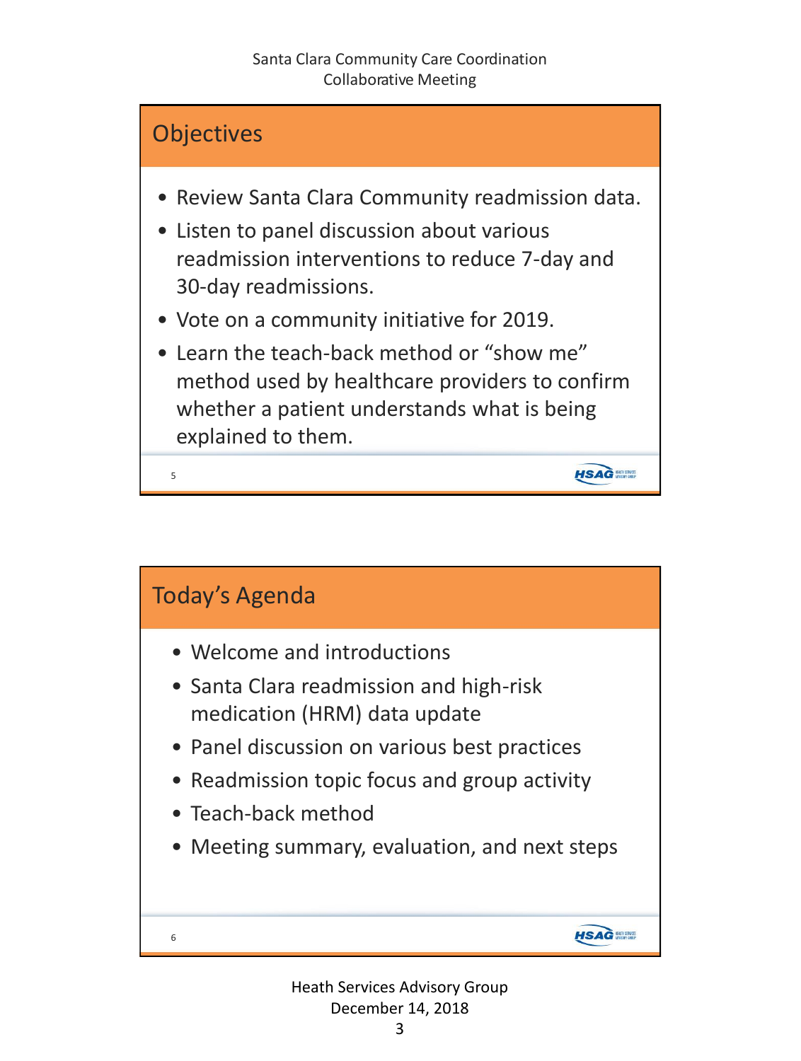## Objectives

- Review Santa Clara Community readmission data.
- Listen to panel discussion about various readmission interventions to reduce 7-day and 30-day readmissions.
- Vote on a community initiative for 2019.
- Learn the teach-back method or "show me" method used by healthcare providers to confirm whether a patient understands what is being explained to them.

## Today's Agenda

- Welcome and introductions
- Santa Clara readmission and high-risk medication (HRM) data update
- Panel discussion on various best practices
- Readmission topic focus and group activity
- Teach-back method
- Meeting summary, evaluation, and next steps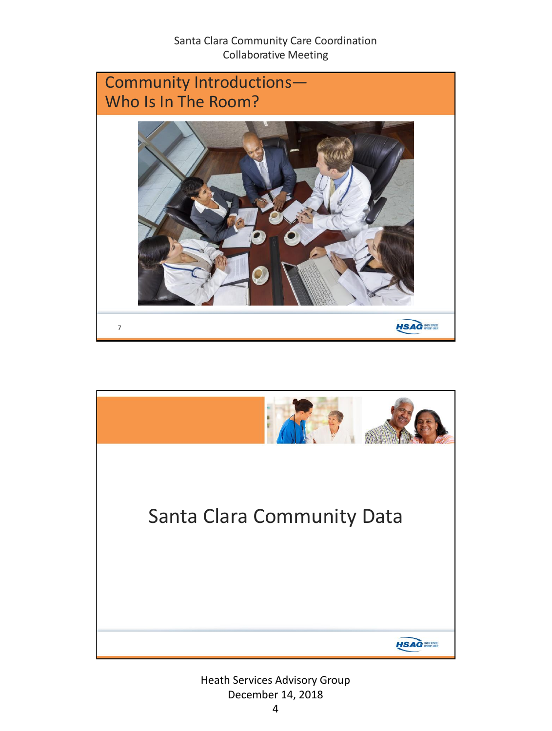## Community Introductions—Who Is In The Room?

## Santa Clara Community Data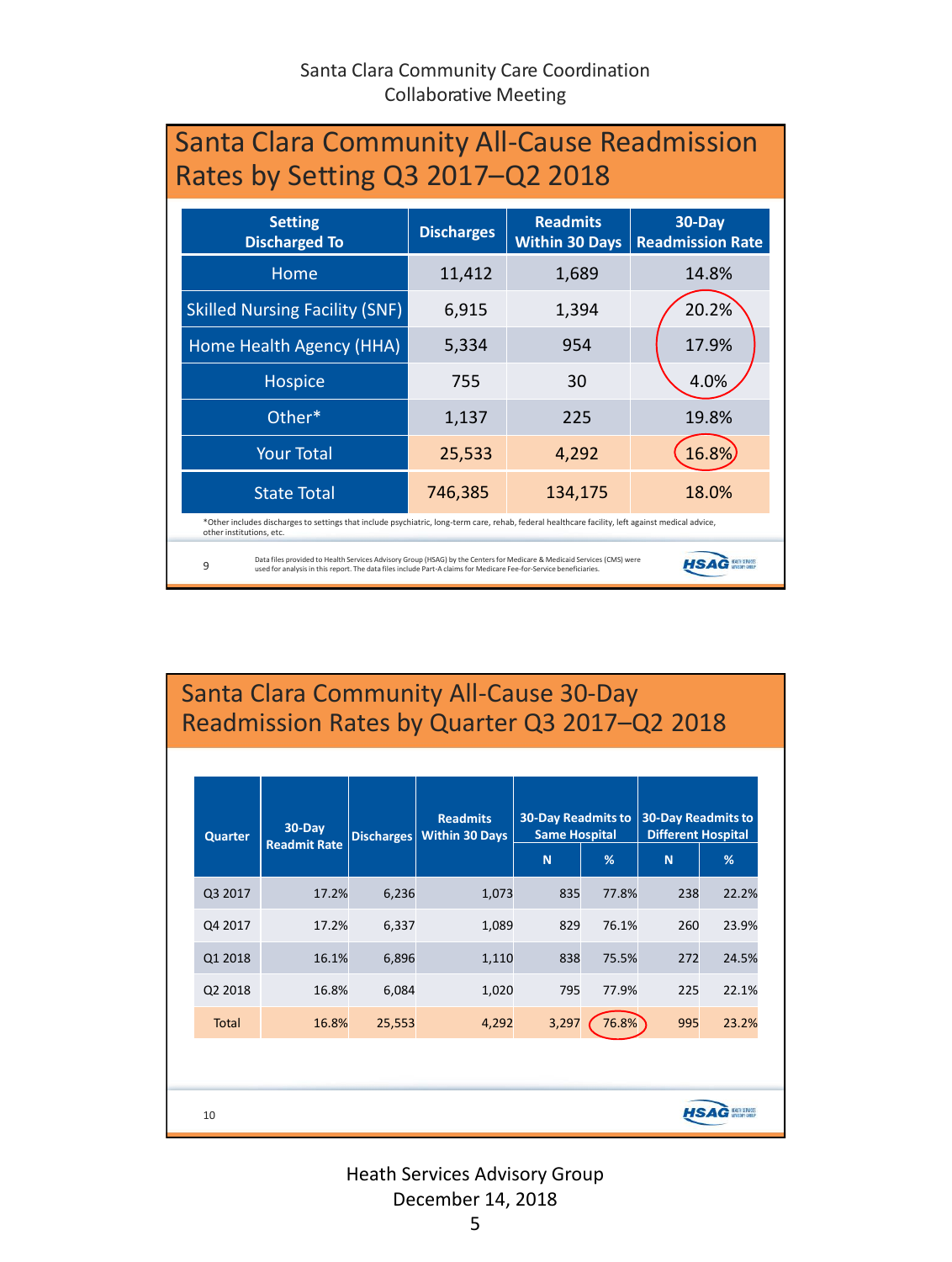Santa Clara Community Care Coordination
Collaborative Meeting

## Santa Clara Community All-Cause Readmission Rates by Setting Q3 2017–Q2 2018

| Setting Discharged To | Discharges | Readmits Within 30 Days | 30-Day Readmission Rate |
|---|---|---|---|
| Home | 11,412 | 1,689 | 14.8% |
| Skilled Nursing Facility (SNF) | 6,915 | 1,394 | 20.2% |
| Home Health Agency (HHA) | 5,334 | 954 | 17.9% |
| Hospice | 755 | 30 | 4.0% |
| Other* | 1,137 | 225 | 19.8% |
| Your Total | 25,533 | 4,292 | 16.8% |
| State Total | 746,385 | 134,175 | 18.0% |

*Other includes discharges to settings that include psychiatric, long-term care, rehab, federal healthcare facility, left against medical advice, other institutions, etc.

Data files provided to Health Services Advisory Group (HSAG) by the Centers for Medicare & Medicaid Services (CMS) were used for analysis in this report. The data files include Part-A claims for Medicare Fee-for-Service beneficiaries.

## Santa Clara Community All-Cause 30-Day Readmission Rates by Quarter Q3 2017–Q2 2018

| Quarter | 30-Day Readmit Rate | Discharges | Readmits Within 30 Days | 30-Day Readmits to Same Hospital | | 30-Day Readmits to Different Hospital | |
|---|---|---|---|---|---|---|---|
| | | | | N | % | N | % |
| Q3 2017 | 17.2% | 6,236 | 1,073 | 835 | 77.8% | 238 | 22.2% |
| Q4 2017 | 17.2% | 6,337 | 1,089 | 829 | 76.1% | 260 | 23.9% |
| Q1 2018 | 16.1% | 6,896 | 1,110 | 838 | 75.5% | 272 | 24.5% |
| Q2 2018 | 16.8% | 6,084 | 1,020 | 795 | 77.9% | 225 | 22.1% |
| Total | 16.8% | 25,553 | 4,292 | 3,297 | 76.8% | 995 | 23.2% |

Heath Services Advisory Group
December 14, 2018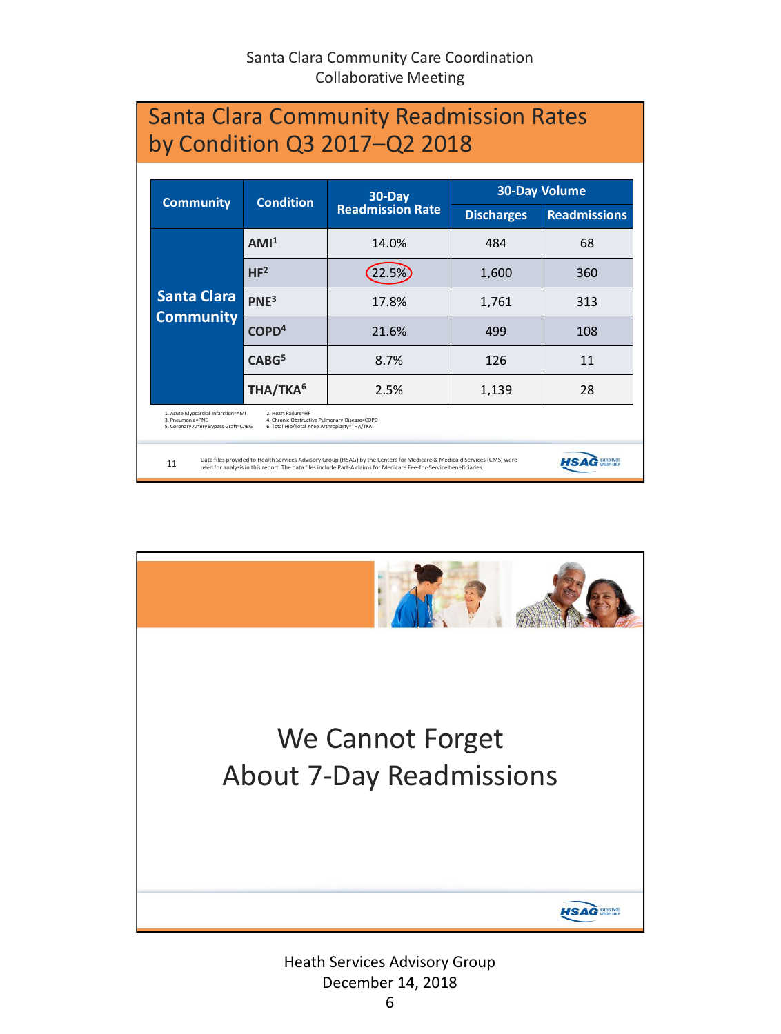## Santa Clara Community Readmission Rates by Condition Q3 2017–Q2 2018

| Community | Condition | 30-Day Readmission Rate | 30-Day Volume | |
|---|---|---|---|---|
| | | | Discharges | Readmissions |
| Santa Clara Community | AMI[1] | 14.0% | 484 | 68 |
| | HF[2] | 22.5% | 1,600 | 360 |
| | PNE[3] | 17.8% | 1,761 | 313 |
| | COPD[4] | 21.6% | 499 | 108 |
| | CABG[5] | 8.7% | 126 | 11 |
| | THA/TKA[6] | 2.5% | 1,139 | 28 |

1. Acute Myocardial Infarction=AMI
2. Heart Failure=HF
3. Pneumonia=PNE
4. Chronic Obstructive Pulmonary Disease=COPD
5. Coronary Artery Bypass Graft=CABG
6. Total Hip/Total Knee Arthroplasty=THA/TKA

Data files provided to Health Services Advisory Group (HSAG) by the Centers for Medicare & Medicaid Services (CMS) were used for analysis in this report. The data files include Part-A claims for Medicare Fee-for-Service beneficiaries.

## We Cannot Forget About 7-Day Readmissions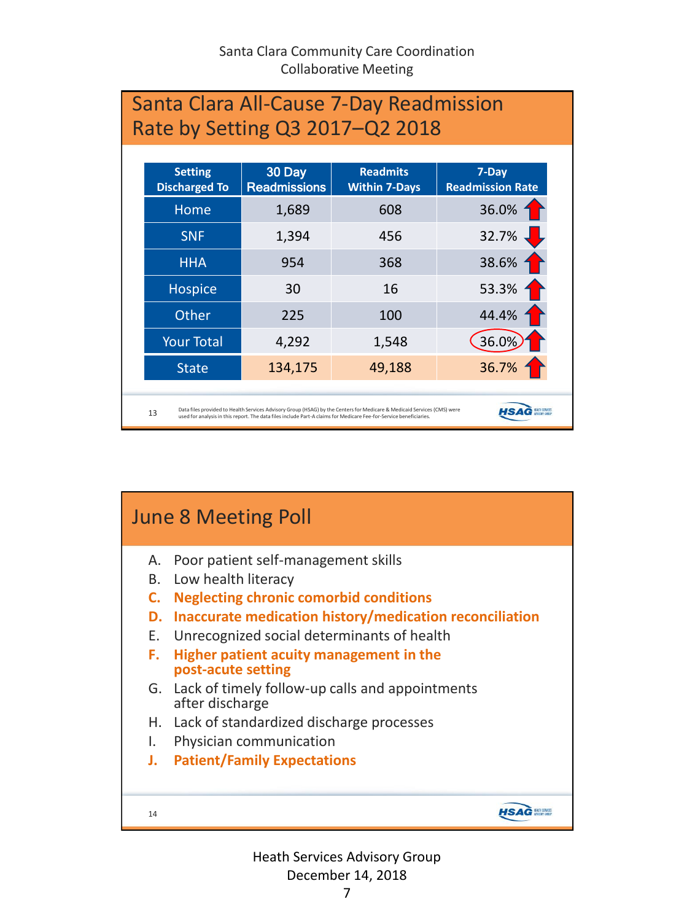## Santa Clara All-Cause 7-Day Readmission Rate by Setting Q3 2017–Q2 2018

| Setting Discharged To | 30 Day Readmissions | Readmits Within 7-Days | 7-Day Readmission Rate |
|---|---|---|---|
| Home | 1,689 | 608 | 36.0% ↑ |
| SNF | 1,394 | 456 | 32.7% ↓ |
| HHA | 954 | 368 | 38.6% ↑ |
| Hospice | 30 | 16 | 53.3% ↑ |
| Other | 225 | 100 | 44.4% ↑ |
| Your Total | 4,292 | 1,548 | 36.0% ↑ |
| State | 134,175 | 49,188 | 36.7% ↑ |

Data files provided to Health Services Advisory Group (HSAG) by the Centers for Medicare & Medicaid Services (CMS) were used for analysis in this report. The data files include Part-A claims for Medicare Fee-for-Service beneficiaries.

## June 8 Meeting Poll

A. Poor patient self-management skills
B. Low health literacy
**C. Neglecting chronic comorbid conditions**
**D. Inaccurate medication history/medication reconciliation**
E. Unrecognized social determinants of health
**F. Higher patient acuity management in the post-acute setting**
G. Lack of timely follow-up calls and appointments after discharge
H. Lack of standardized discharge processes
I. Physician communication
**J. Patient/Family Expectations**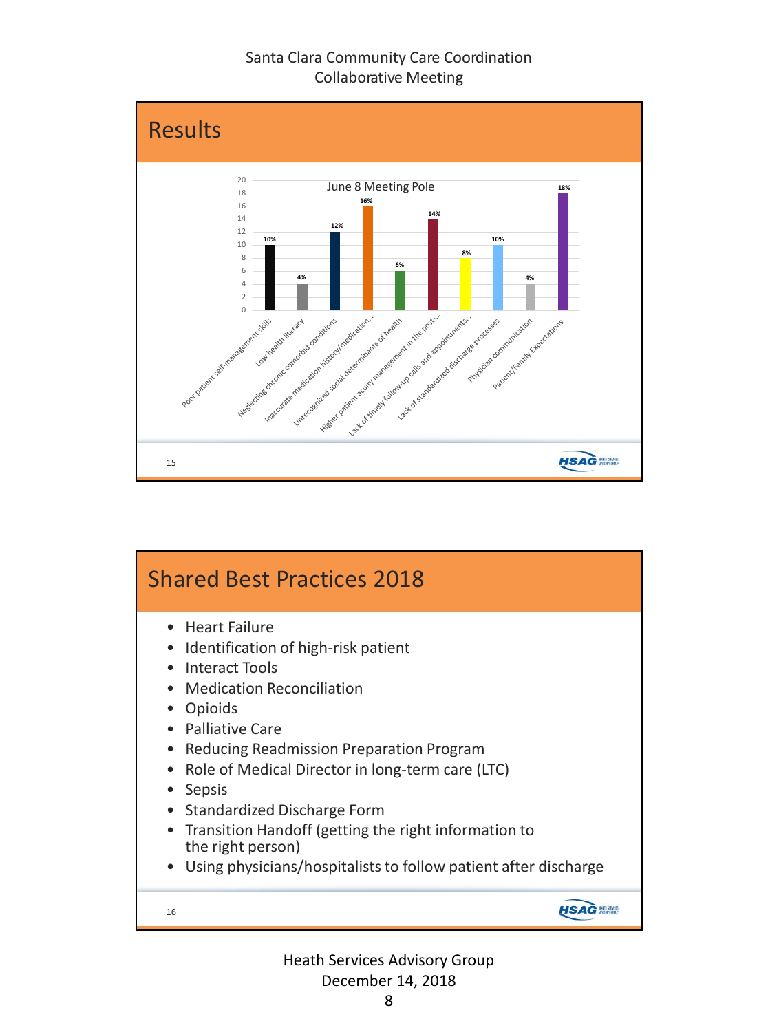## Results

June 8 Meeting Pole

| Response | Percentage |
|---|---|
| Poor patient self-management skills | 10% |
| Low health literacy | 4% |
| Neglecting chronic comorbid conditions | 12% |
| Inaccurate medication history/medication... | 16% |
| Unrecognized social determinants of health | 6% |
| Higher patient acuity management in the post-... | 14% |
| Lack of timely follow-up calls and appointments... | 8% |
| Lack of standardized discharge processes | 10% |
| Physician communication | 4% |
| Patient/Family Expectations | 18% |

## Shared Best Practices 2018

- Heart Failure
- Identification of high-risk patient
- Interact Tools
- Medication Reconciliation
- Opioids
- Palliative Care
- Reducing Readmission Preparation Program
- Role of Medical Director in long-term care (LTC)
- Sepsis
- Standardized Discharge Form
- Transition Handoff (getting the right information to the right person)
- Using physicians/hospitalists to follow patient after discharge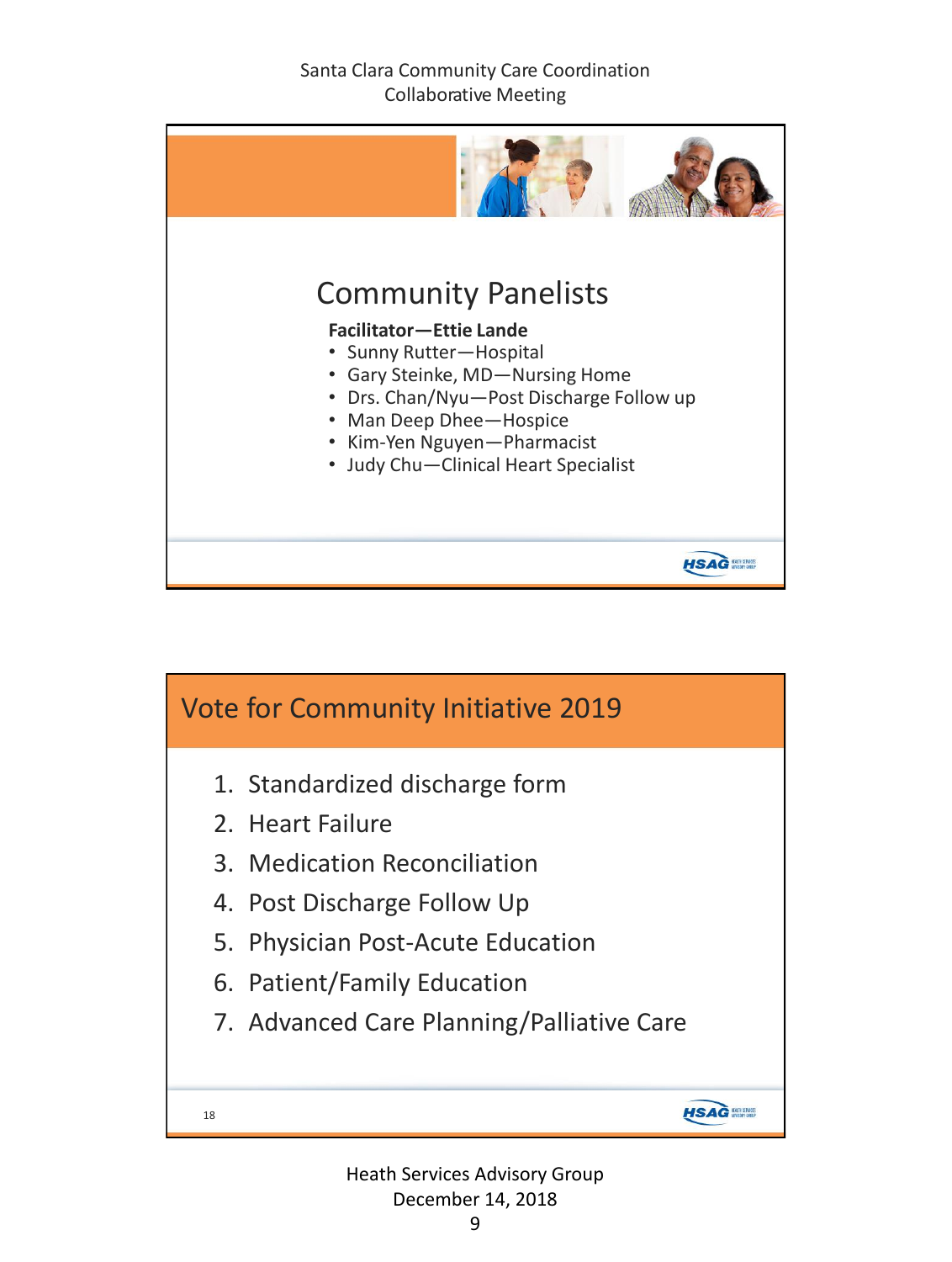## Community Panelists

**Facilitator—Ettie Lande**

- Sunny Rutter—Hospital
- Gary Steinke, MD—Nursing Home
- Drs. Chan/Nyu—Post Discharge Follow up
- Man Deep Dhee—Hospice
- Kim-Yen Nguyen—Pharmacist
- Judy Chu—Clinical Heart Specialist

## Vote for Community Initiative 2019

1. Standardized discharge form
2. Heart Failure
3. Medication Reconciliation
4. Post Discharge Follow Up
5. Physician Post-Acute Education
6. Patient/Family Education
7. Advanced Care Planning/Palliative Care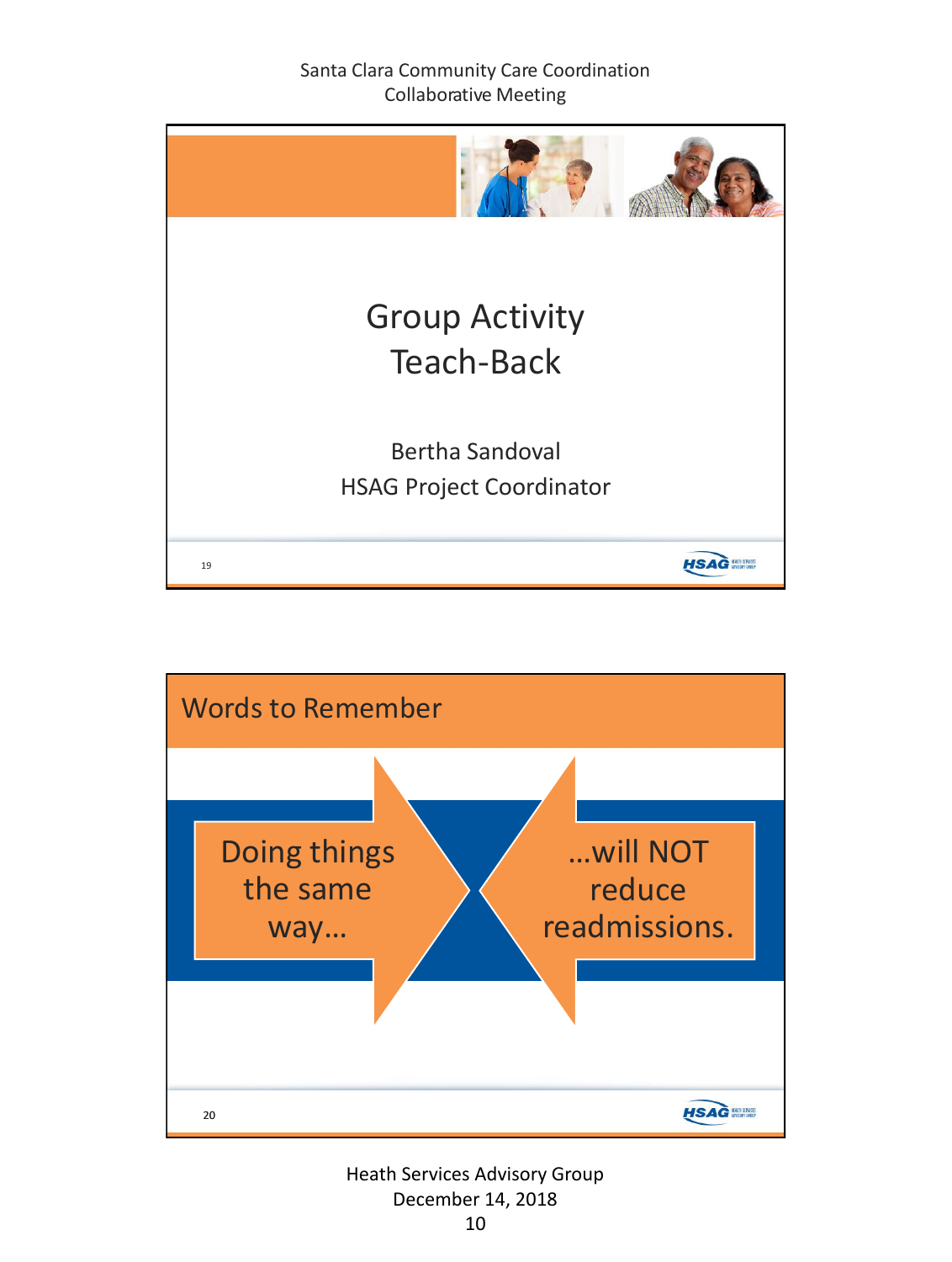## Group Activity Teach-Back

Bertha Sandoval

HSAG Project Coordinator

## Words to Remember

Doing things the same way…

…will NOT reduce readmissions.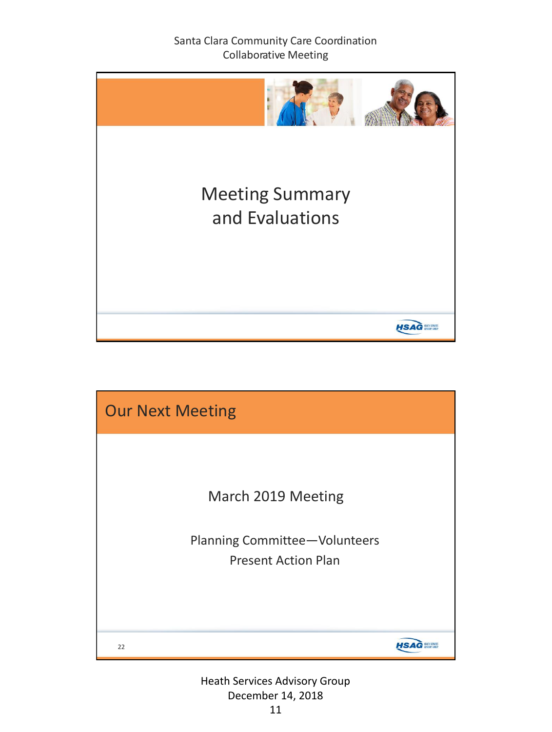# Meeting Summary and Evaluations

## Our Next Meeting

March 2019 Meeting

Planning Committee—Volunteers

Present Action Plan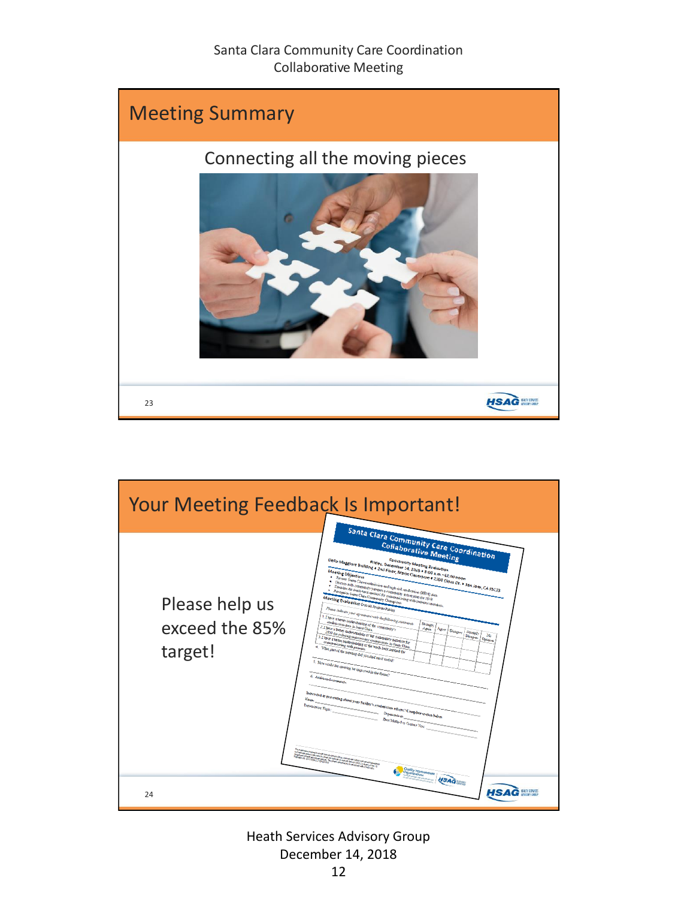## Meeting Summary

Connecting all the moving pieces

## Your Meeting Feedback Is Important!

Please help us exceed the 85% target!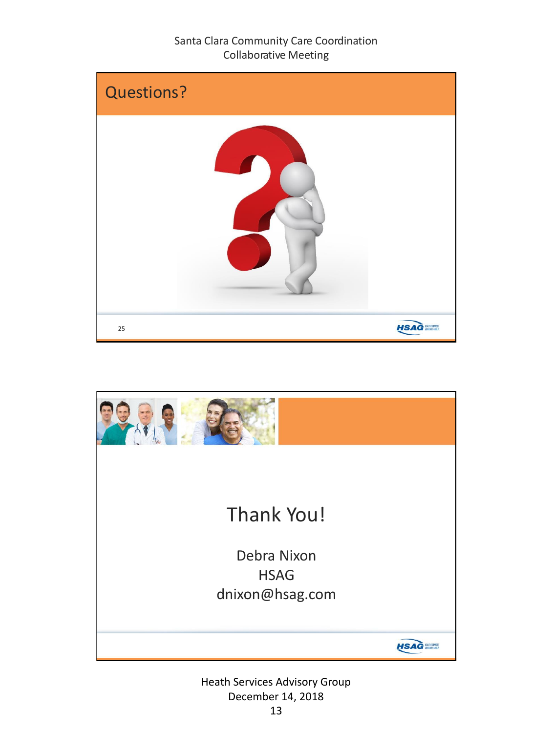## Questions?

## Thank You!

Debra Nixon

HSAG

dnixon@hsag.com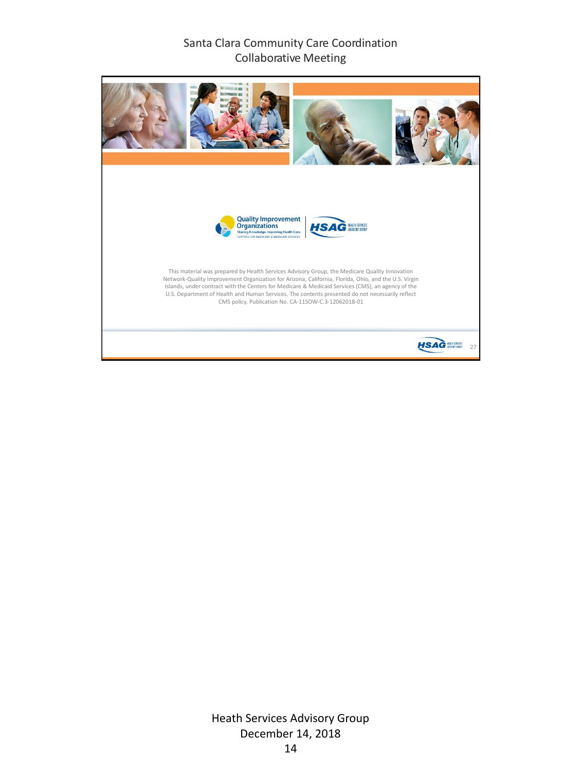Quality Improvement Organizations
Sharing Knowledge. Improving Health Care.
CENTERS FOR MEDICARE & MEDICAID SERVICES

HSAG HEALTH SERVICES ADVISORY GROUP

This material was prepared by Health Services Advisory Group, the Medicare Quality Innovation Network-Quality Improvement Organization for Arizona, California, Florida, Ohio, and the U.S. Virgin Islands, under contract with the Centers for Medicare & Medicaid Services (CMS), an agency of the U.S. Department of Health and Human Services. The contents presented do not necessarily reflect CMS policy. Publication No. CA-11SOW-C.3-12062018-01